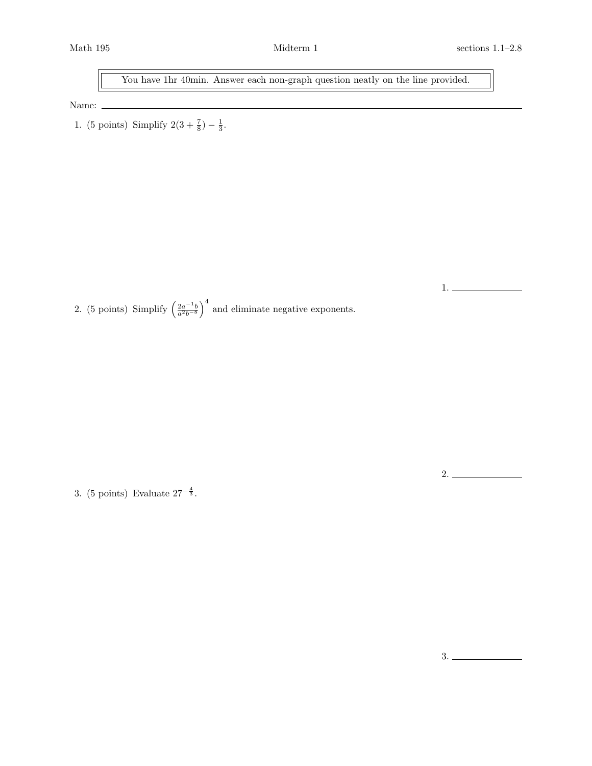Math 195 Midterm 1 sections 1.1–2.8

> You have 1hr 40min. Answer each non-graph question neatly on the line provided.

Name: ______________________________

1. (5 points) Simplify $2(3 + \frac{7}{8}) - \frac{1}{3}$.

1. ______________

2. (5 points) Simplify $\left(\frac{2a^{-1}b}{a^2b^{-8}}\right)^4$ and eliminate negative exponents.

2. ______________

3. (5 points) Evaluate $27^{-\frac{4}{3}}$.

3. ______________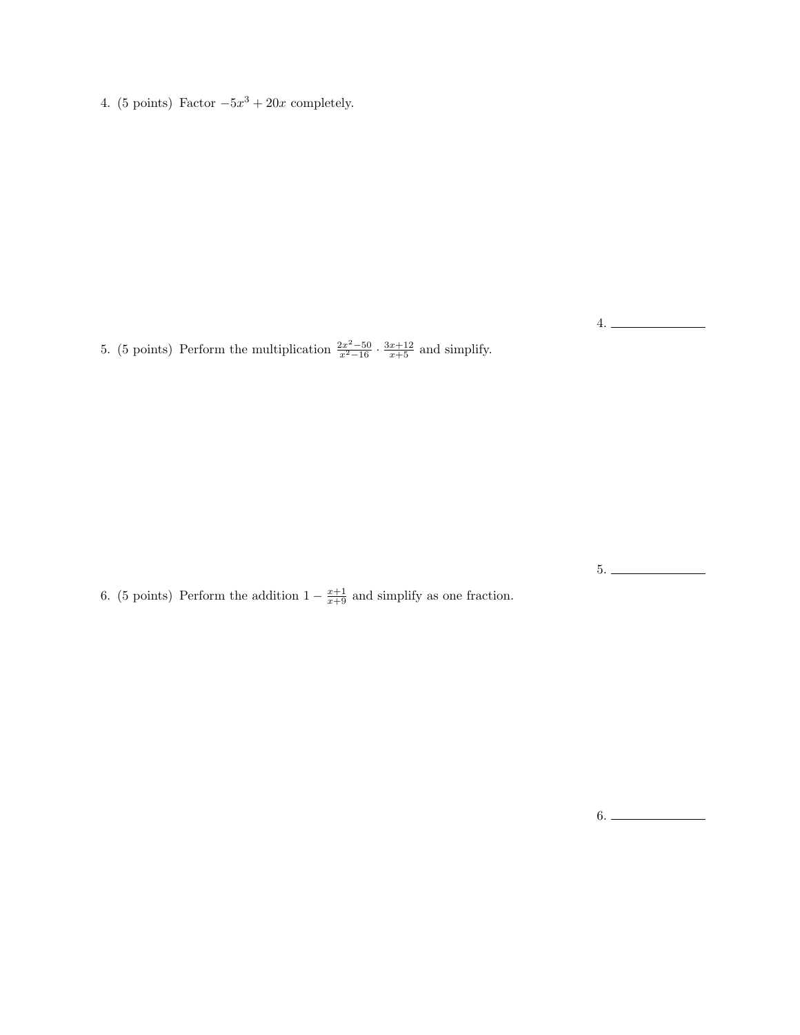4. (5 points) Factor $-5x^3 + 20x$ completely.

4. ______________

5. (5 points) Perform the multiplication $\frac{2x^2-50}{x^2-16} \cdot \frac{3x+12}{x+5}$ and simplify.

5. ______________

6. (5 points) Perform the addition $1 - \frac{x+1}{x+9}$ and simplify as one fraction.

6. ______________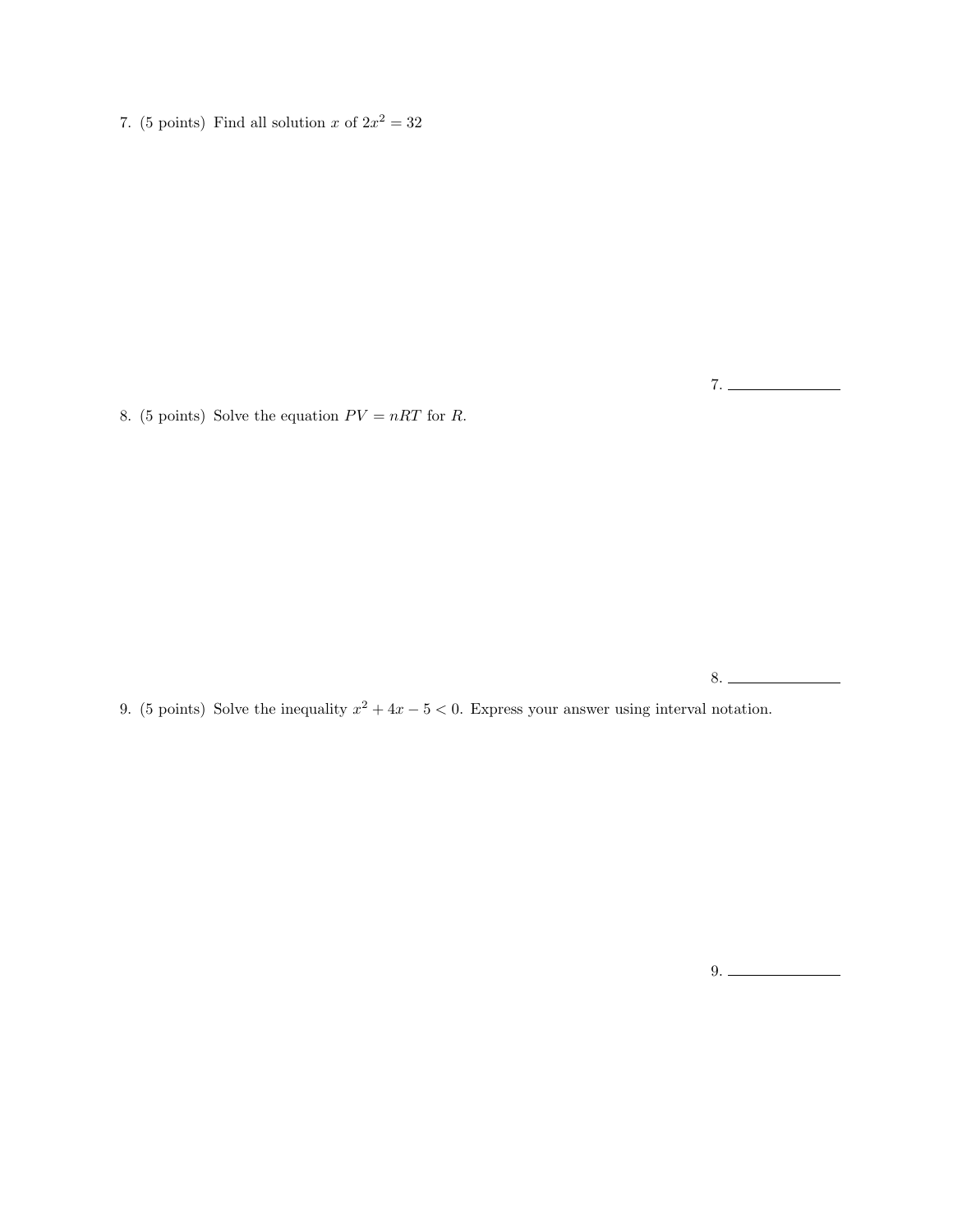7. (5 points) Find all solution $x$ of $2x^2 = 32$

7. \_\_\_\_\_\_\_\_\_\_\_\_\_\_

8. (5 points) Solve the equation $PV = nRT$ for $R$.

8. \_\_\_\_\_\_\_\_\_\_\_\_\_\_

9. (5 points) Solve the inequality $x^2 + 4x - 5 < 0$. Express your answer using interval notation.

9. \_\_\_\_\_\_\_\_\_\_\_\_\_\_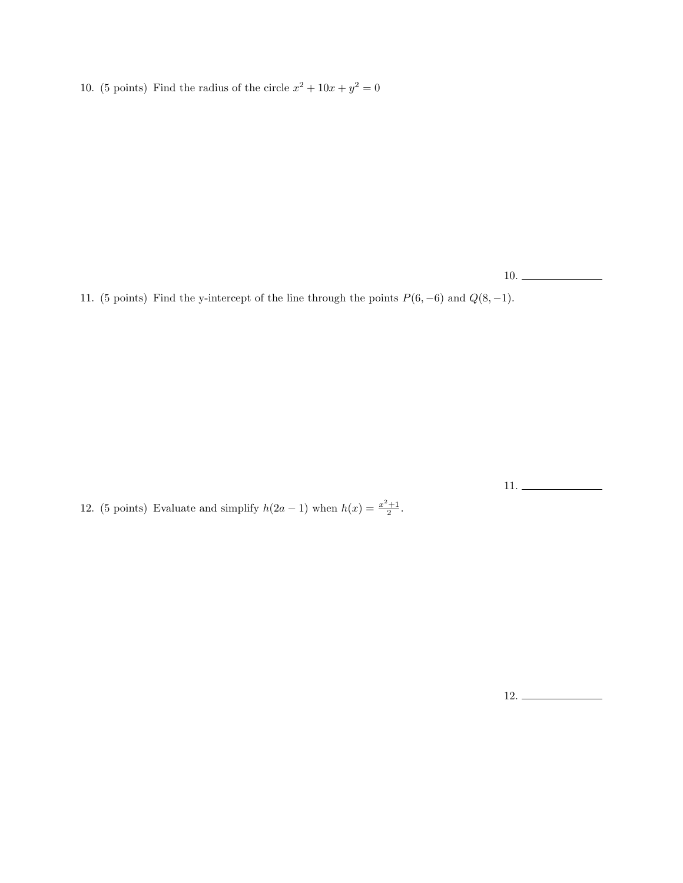10. (5 points) Find the radius of the circle $x^2 + 10x + y^2 = 0$

10. \_\_\_\_\_\_\_\_\_\_\_\_\_\_

11. (5 points) Find the y-intercept of the line through the points $P(6, -6)$ and $Q(8, -1)$.

11. \_\_\_\_\_\_\_\_\_\_\_\_\_\_

12. (5 points) Evaluate and simplify $h(2a - 1)$ when $h(x) = \frac{x^2+1}{2}$.

12. \_\_\_\_\_\_\_\_\_\_\_\_\_\_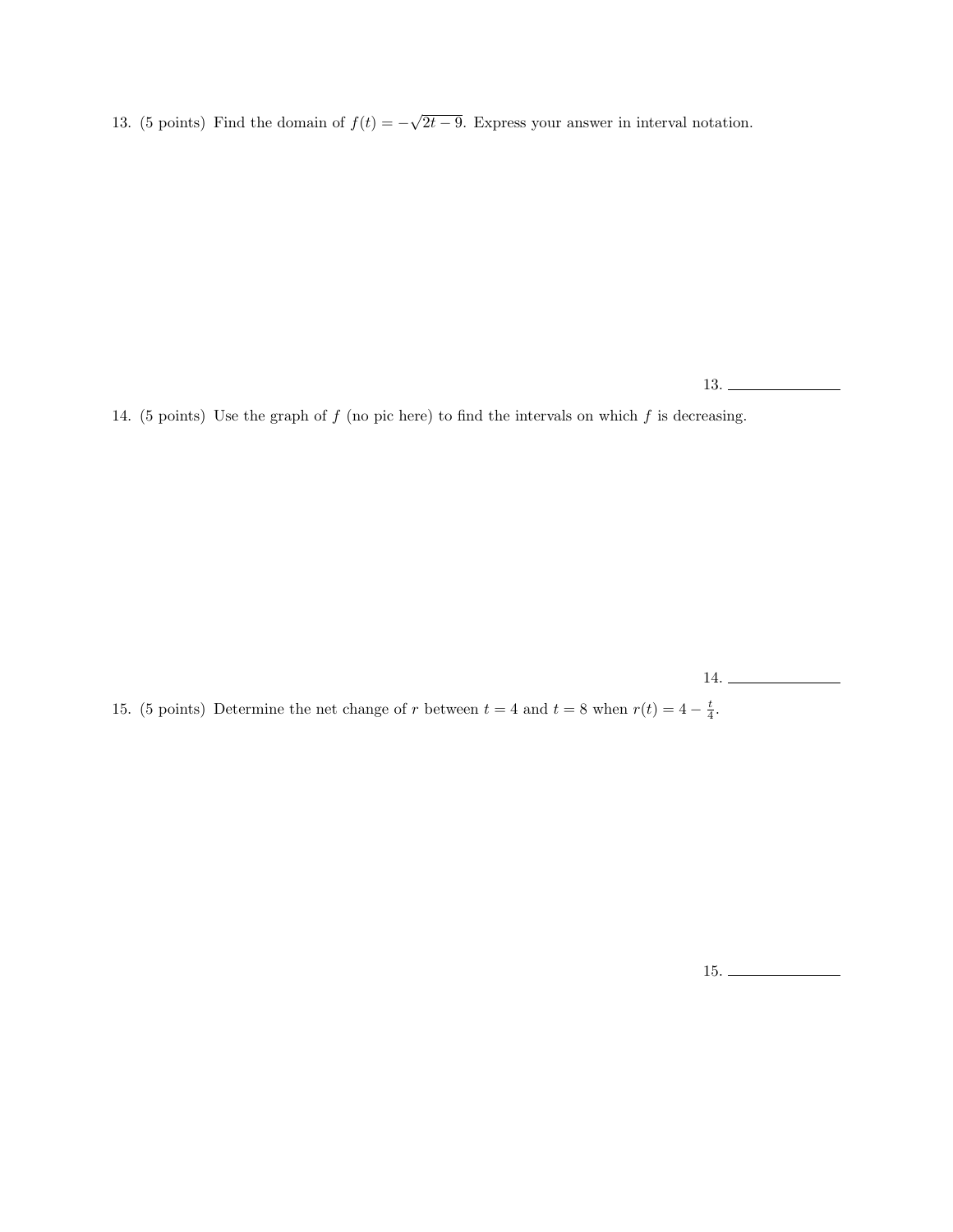13. (5 points) Find the domain of $f(t) = -\sqrt{2t-9}$. Express your answer in interval notation.

13. ______________

14. (5 points) Use the graph of $f$ (no pic here) to find the intervals on which $f$ is decreasing.

14. ______________

15. (5 points) Determine the net change of $r$ between $t = 4$ and $t = 8$ when $r(t) = 4 - \frac{t}{4}$.

15. ______________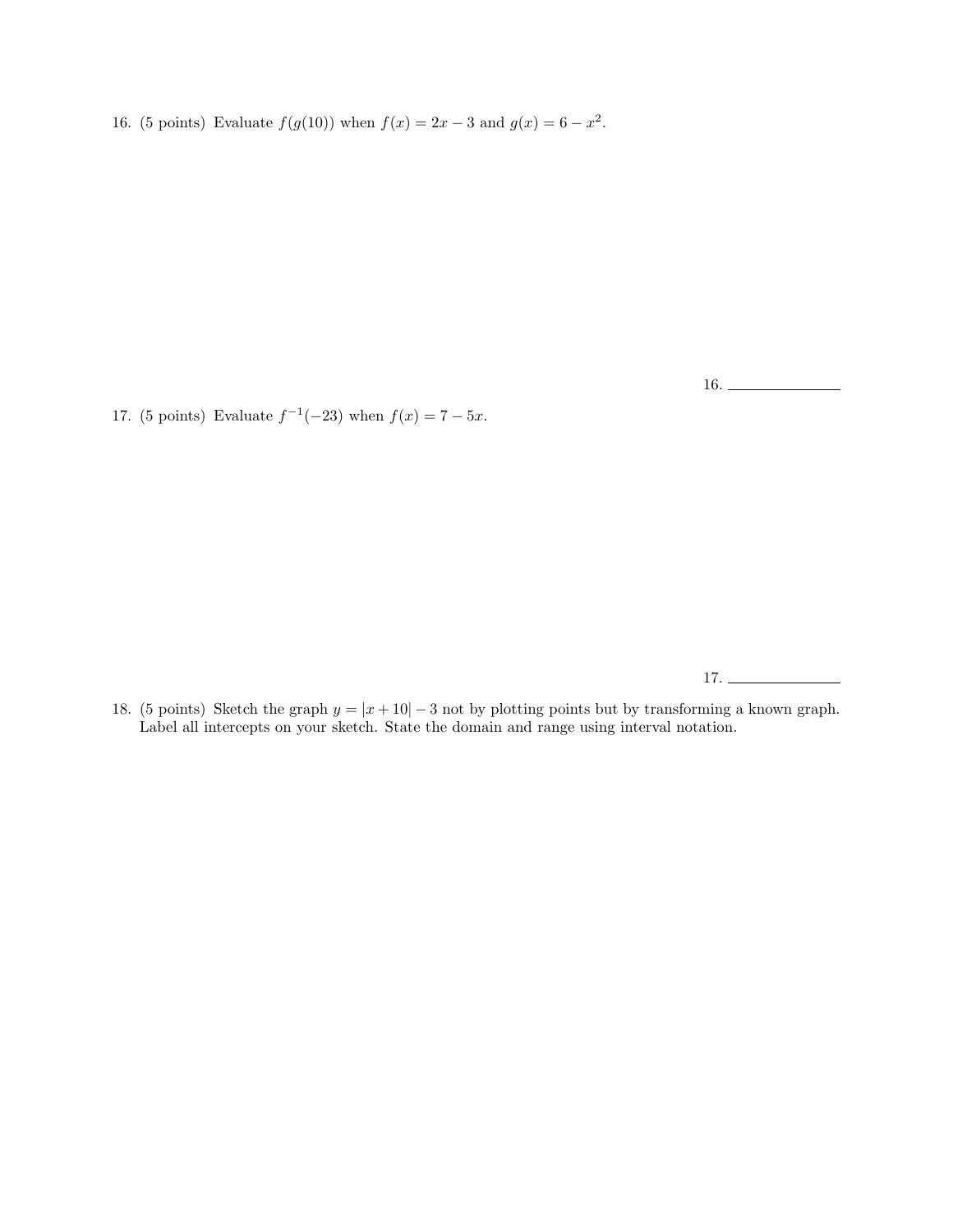16. (5 points) Evaluate $f(g(10))$ when $f(x) = 2x - 3$ and $g(x) = 6 - x^2$.

16. ______________

17. (5 points) Evaluate $f^{-1}(-23)$ when $f(x) = 7 - 5x$.

17. ______________

18. (5 points) Sketch the graph $y = |x + 10| - 3$ not by plotting points but by transforming a known graph. Label all intercepts on your sketch. State the domain and range using interval notation.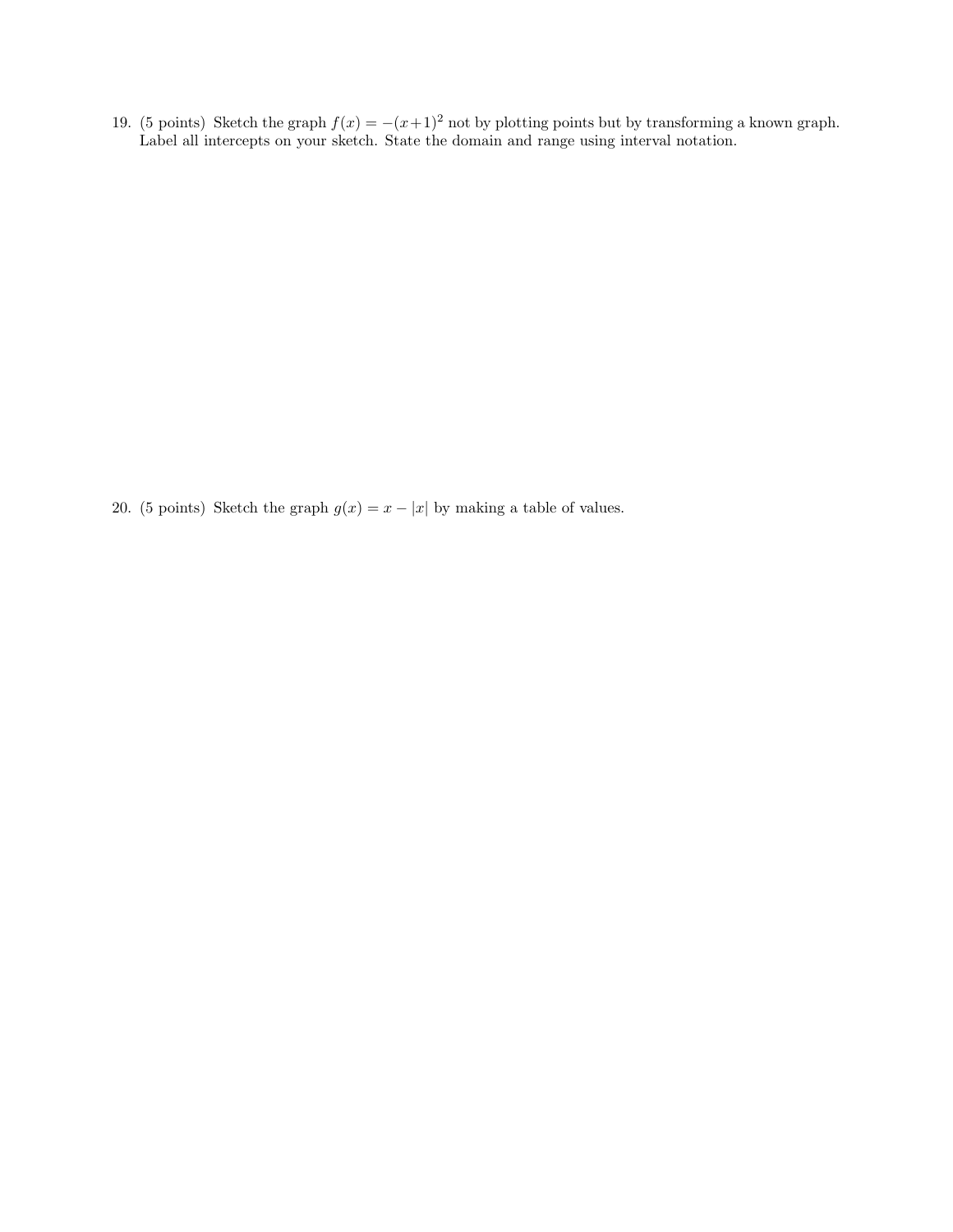19. (5 points) Sketch the graph $f(x) = -(x+1)^2$ not by plotting points but by transforming a known graph. Label all intercepts on your sketch. State the domain and range using interval notation.

20. (5 points) Sketch the graph $g(x) = x - |x|$ by making a table of values.